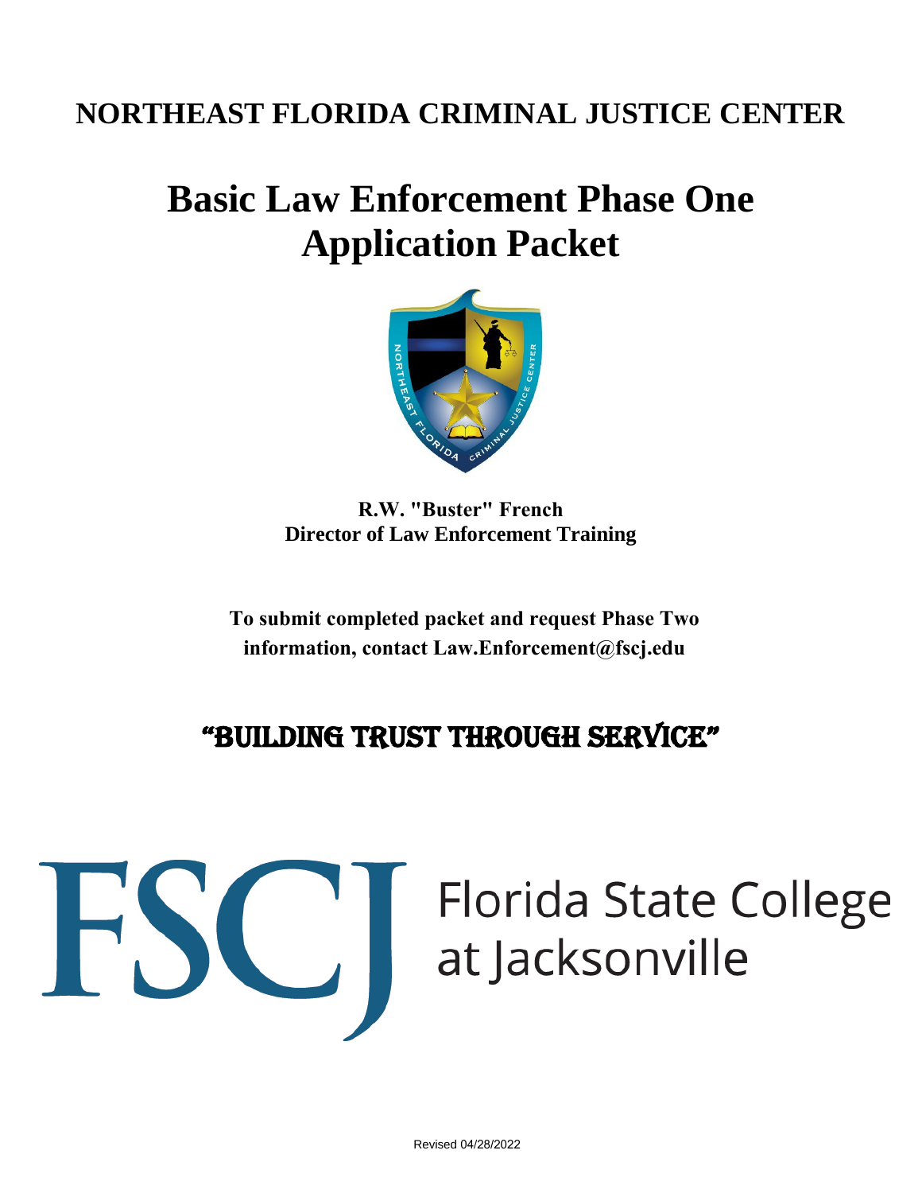# NORTHEAST FLORIDA CRIMINAL JUSTICE CENTER

# Basic Law Enforcement Phase One Application Packet

**R.W. "Buster" French**
**Director of Law Enforcement Training**

**To submit completed packet and request Phase Two information, contact Law.Enforcement@fscj.edu**

## "BUILDING TRUST THROUGH SERVICE"

FSCJ Florida State College at Jacksonville

Revised 04/28/2022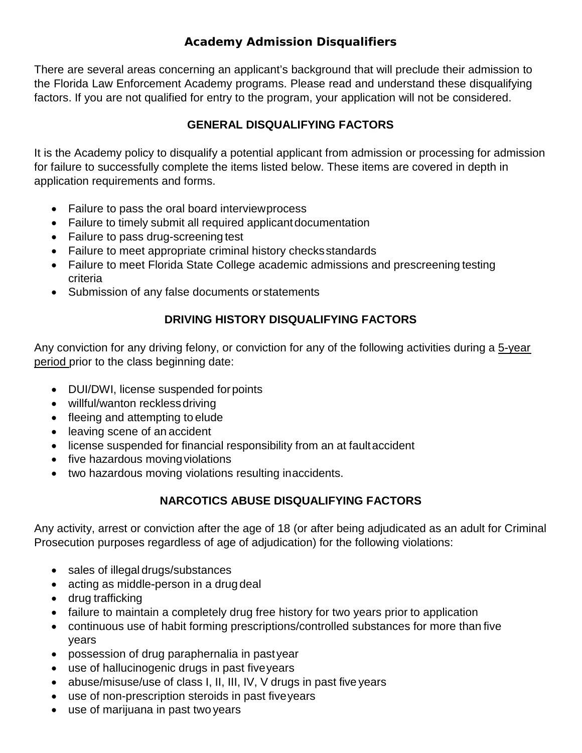# Academy Admission Disqualifiers

There are several areas concerning an applicant's background that will preclude their admission to the Florida Law Enforcement Academy programs. Please read and understand these disqualifying factors. If you are not qualified for entry to the program, your application will not be considered.

## GENERAL DISQUALIFYING FACTORS

It is the Academy policy to disqualify a potential applicant from admission or processing for admission for failure to successfully complete the items listed below. These items are covered in depth in application requirements and forms.

- Failure to pass the oral board interview process
- Failure to timely submit all required applicant documentation
- Failure to pass drug-screening test
- Failure to meet appropriate criminal history checks standards
- Failure to meet Florida State College academic admissions and prescreening testing criteria
- Submission of any false documents or statements

## DRIVING HISTORY DISQUALIFYING FACTORS

Any conviction for any driving felony, or conviction for any of the following activities during a 5-year period prior to the class beginning date:

- DUI/DWI, license suspended for points
- willful/wanton reckless driving
- fleeing and attempting to elude
- leaving scene of an accident
- license suspended for financial responsibility from an at fault accident
- five hazardous moving violations
- two hazardous moving violations resulting in accidents.

## NARCOTICS ABUSE DISQUALIFYING FACTORS

Any activity, arrest or conviction after the age of 18 (or after being adjudicated as an adult for Criminal Prosecution purposes regardless of age of adjudication) for the following violations:

- sales of illegal drugs/substances
- acting as middle-person in a drug deal
- drug trafficking
- failure to maintain a completely drug free history for two years prior to application
- continuous use of habit forming prescriptions/controlled substances for more than five years
- possession of drug paraphernalia in past year
- use of hallucinogenic drugs in past five years
- abuse/misuse/use of class I, II, III, IV, V drugs in past five years
- use of non-prescription steroids in past five years
- use of marijuana in past two years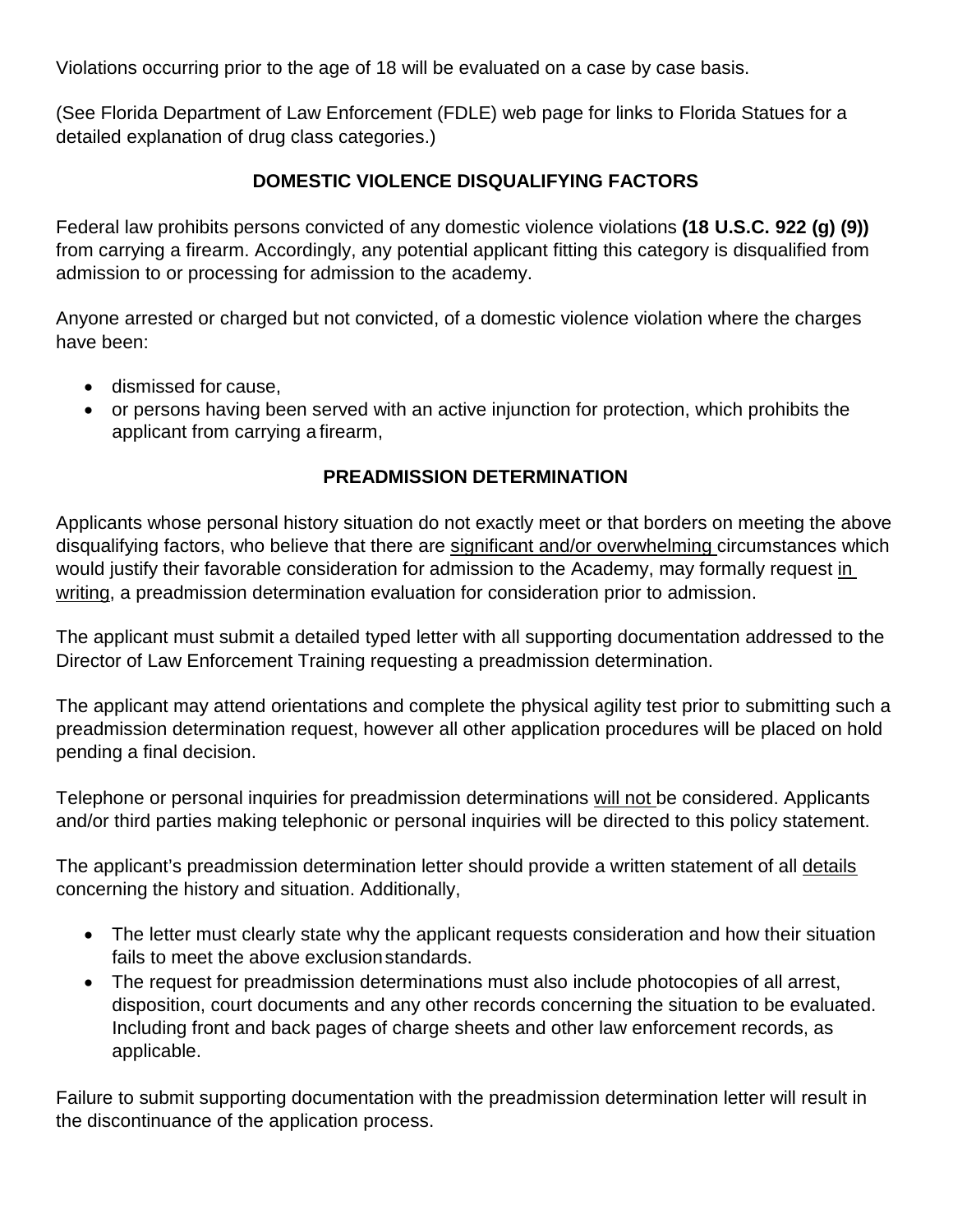Violations occurring prior to the age of 18 will be evaluated on a case by case basis.

(See Florida Department of Law Enforcement (FDLE) web page for links to Florida Statues for a detailed explanation of drug class categories.)

## DOMESTIC VIOLENCE DISQUALIFYING FACTORS

Federal law prohibits persons convicted of any domestic violence violations **(18 U.S.C. 922 (g) (9))** from carrying a firearm. Accordingly, any potential applicant fitting this category is disqualified from admission to or processing for admission to the academy.

Anyone arrested or charged but not convicted, of a domestic violence violation where the charges have been:

- dismissed for cause,
- or persons having been served with an active injunction for protection, which prohibits the applicant from carrying a firearm,

## PREADMISSION DETERMINATION

Applicants whose personal history situation do not exactly meet or that borders on meeting the above disqualifying factors, who believe that there are <u>significant and/or overwhelming</u> circumstances which would justify their favorable consideration for admission to the Academy, may formally request <u>in writing</u>, a preadmission determination evaluation for consideration prior to admission.

The applicant must submit a detailed typed letter with all supporting documentation addressed to the Director of Law Enforcement Training requesting a preadmission determination.

The applicant may attend orientations and complete the physical agility test prior to submitting such a preadmission determination request, however all other application procedures will be placed on hold pending a final decision.

Telephone or personal inquiries for preadmission determinations <u>will not</u> be considered. Applicants and/or third parties making telephonic or personal inquiries will be directed to this policy statement.

The applicant's preadmission determination letter should provide a written statement of all <u>details</u> concerning the history and situation. Additionally,

- The letter must clearly state why the applicant requests consideration and how their situation fails to meet the above exclusion standards.
- The request for preadmission determinations must also include photocopies of all arrest, disposition, court documents and any other records concerning the situation to be evaluated. Including front and back pages of charge sheets and other law enforcement records, as applicable.

Failure to submit supporting documentation with the preadmission determination letter will result in the discontinuance of the application process.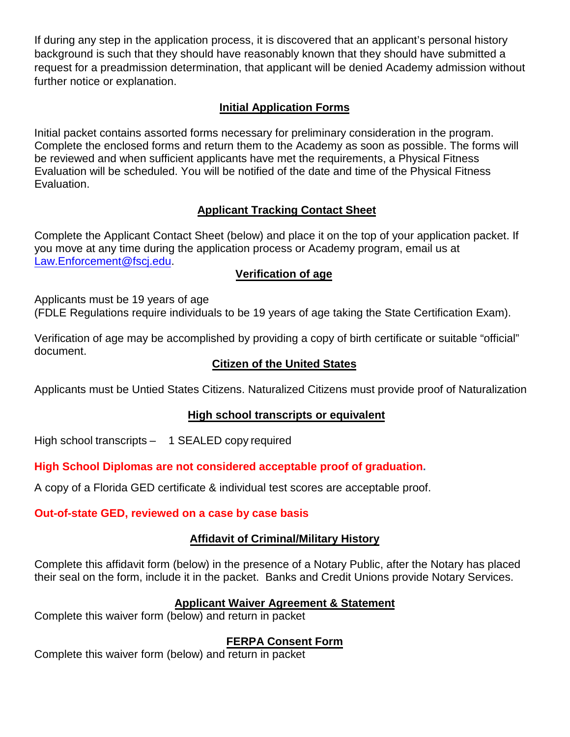If during any step in the application process, it is discovered that an applicant's personal history background is such that they should have reasonably known that they should have submitted a request for a preadmission determination, that applicant will be denied Academy admission without further notice or explanation.

## Initial Application Forms

Initial packet contains assorted forms necessary for preliminary consideration in the program. Complete the enclosed forms and return them to the Academy as soon as possible. The forms will be reviewed and when sufficient applicants have met the requirements, a Physical Fitness Evaluation will be scheduled. You will be notified of the date and time of the Physical Fitness Evaluation.

## Applicant Tracking Contact Sheet

Complete the Applicant Contact Sheet (below) and place it on the top of your application packet. If you move at any time during the application process or Academy program, email us at Law.Enforcement@fscj.edu.

## Verification of age

Applicants must be 19 years of age
(FDLE Regulations require individuals to be 19 years of age taking the State Certification Exam).

Verification of age may be accomplished by providing a copy of birth certificate or suitable "official" document.

## Citizen of the United States

Applicants must be Untied States Citizens. Naturalized Citizens must provide proof of Naturalization

## High school transcripts or equivalent

High school transcripts – 1 SEALED copy required

**High School Diplomas are not considered acceptable proof of graduation.**

A copy of a Florida GED certificate & individual test scores are acceptable proof.

**Out-of-state GED, reviewed on a case by case basis**

## Affidavit of Criminal/Military History

Complete this affidavit form (below) in the presence of a Notary Public, after the Notary has placed their seal on the form, include it in the packet. Banks and Credit Unions provide Notary Services.

## Applicant Waiver Agreement & Statement

Complete this waiver form (below) and return in packet

## FERPA Consent Form

Complete this waiver form (below) and return in packet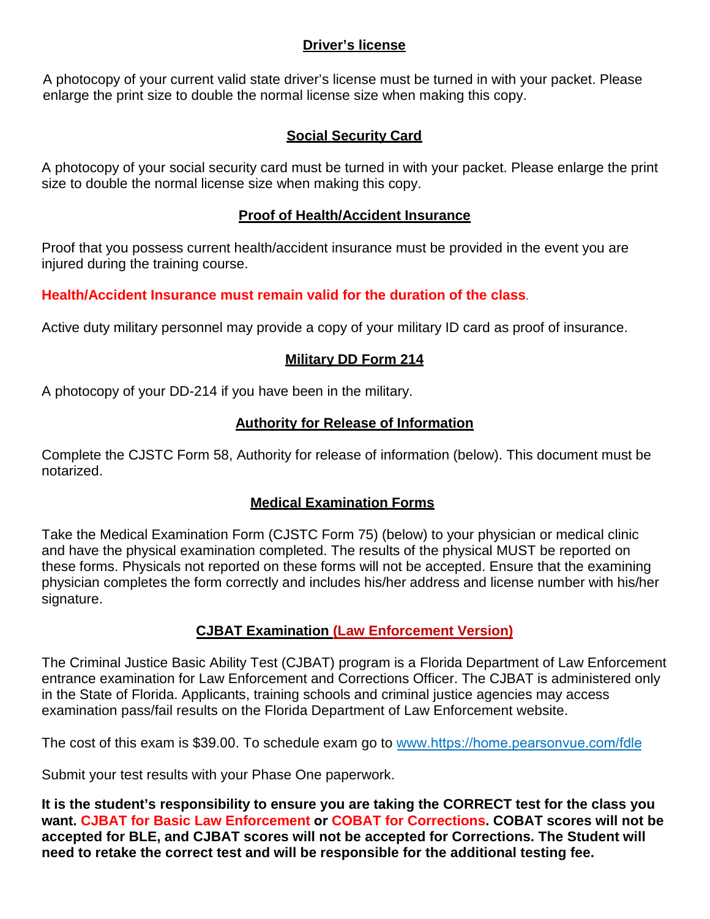## Driver's license

A photocopy of your current valid state driver's license must be turned in with your packet. Please enlarge the print size to double the normal license size when making this copy.

## Social Security Card

A photocopy of your social security card must be turned in with your packet. Please enlarge the print size to double the normal license size when making this copy.

## Proof of Health/Accident Insurance

Proof that you possess current health/accident insurance must be provided in the event you are injured during the training course.

**Health/Accident Insurance must remain valid for the duration of the class**.

Active duty military personnel may provide a copy of your military ID card as proof of insurance.

## Military DD Form 214

A photocopy of your DD-214 if you have been in the military.

## Authority for Release of Information

Complete the CJSTC Form 58, Authority for release of information (below). This document must be notarized.

## Medical Examination Forms

Take the Medical Examination Form (CJSTC Form 75) (below) to your physician or medical clinic and have the physical examination completed. The results of the physical MUST be reported on these forms. Physicals not reported on these forms will not be accepted. Ensure that the examining physician completes the form correctly and includes his/her address and license number with his/her signature.

## CJBAT Examination (Law Enforcement Version)

The Criminal Justice Basic Ability Test (CJBAT) program is a Florida Department of Law Enforcement entrance examination for Law Enforcement and Corrections Officer. The CJBAT is administered only in the State of Florida. Applicants, training schools and criminal justice agencies may access examination pass/fail results on the Florida Department of Law Enforcement website.

The cost of this exam is $39.00. To schedule exam go to www.https://home.pearsonvue.com/fdle

Submit your test results with your Phase One paperwork.

**It is the student's responsibility to ensure you are taking the CORRECT test for the class you want. CJBAT for Basic Law Enforcement or COBAT for Corrections. COBAT scores will not be accepted for BLE, and CJBAT scores will not be accepted for Corrections. The Student will need to retake the correct test and will be responsible for the additional testing fee.**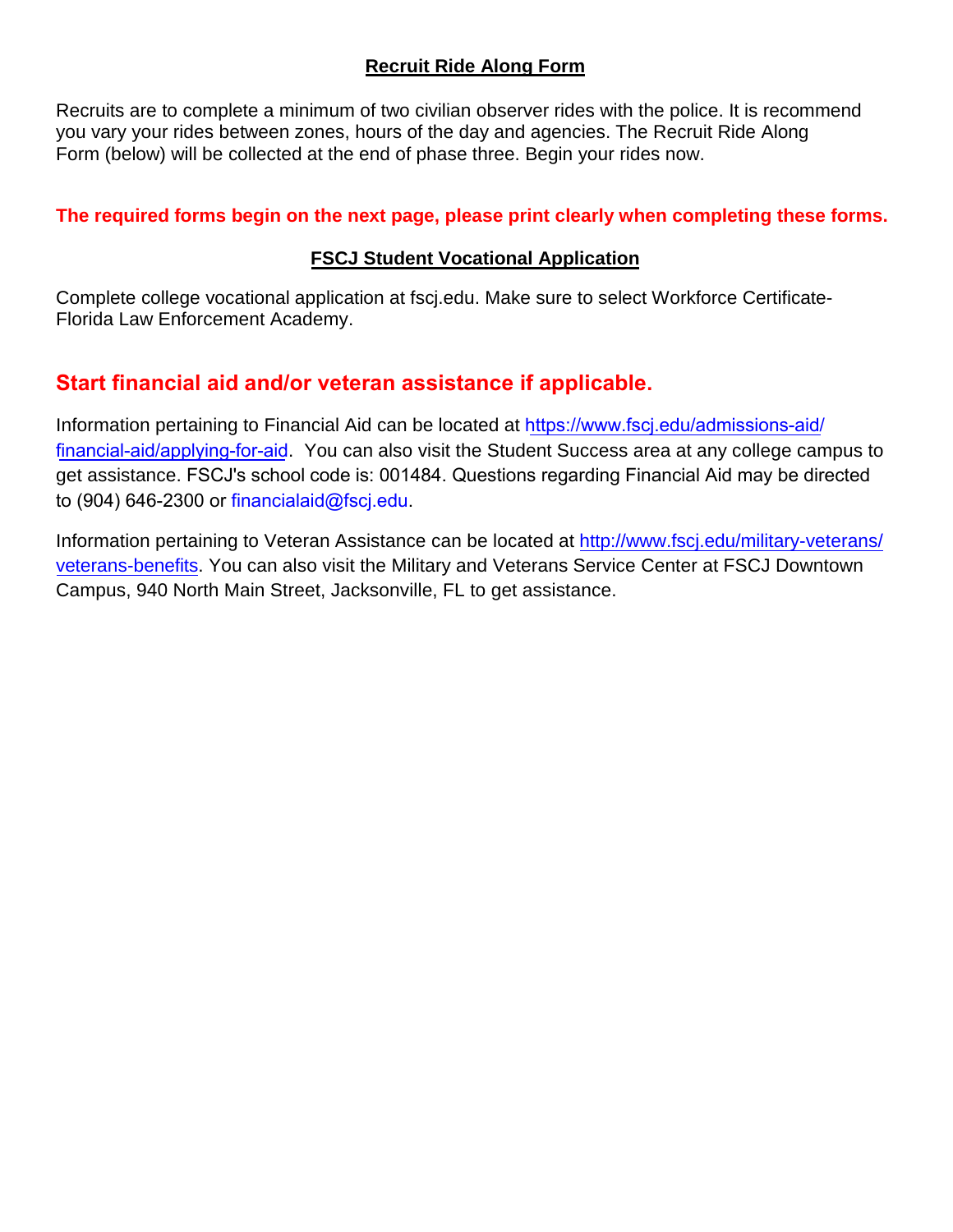## Recruit Ride Along Form

Recruits are to complete a minimum of two civilian observer rides with the police. It is recommend you vary your rides between zones, hours of the day and agencies. The Recruit Ride Along Form (below) will be collected at the end of phase three. Begin your rides now.

**The required forms begin on the next page, please print clearly when completing these forms.**

## FSCJ Student Vocational Application

Complete college vocational application at fscj.edu. Make sure to select Workforce Certificate-Florida Law Enforcement Academy.

## Start financial aid and/or veteran assistance if applicable.

Information pertaining to Financial Aid can be located at https://www.fscj.edu/admissions-aid/financial-aid/applying-for-aid. You can also visit the Student Success area at any college campus to get assistance. FSCJ's school code is: 001484. Questions regarding Financial Aid may be directed to (904) 646-2300 or financialaid@fscj.edu.

Information pertaining to Veteran Assistance can be located at http://www.fscj.edu/military-veterans/veterans-benefits. You can also visit the Military and Veterans Service Center at FSCJ Downtown Campus, 940 North Main Street, Jacksonville, FL to get assistance.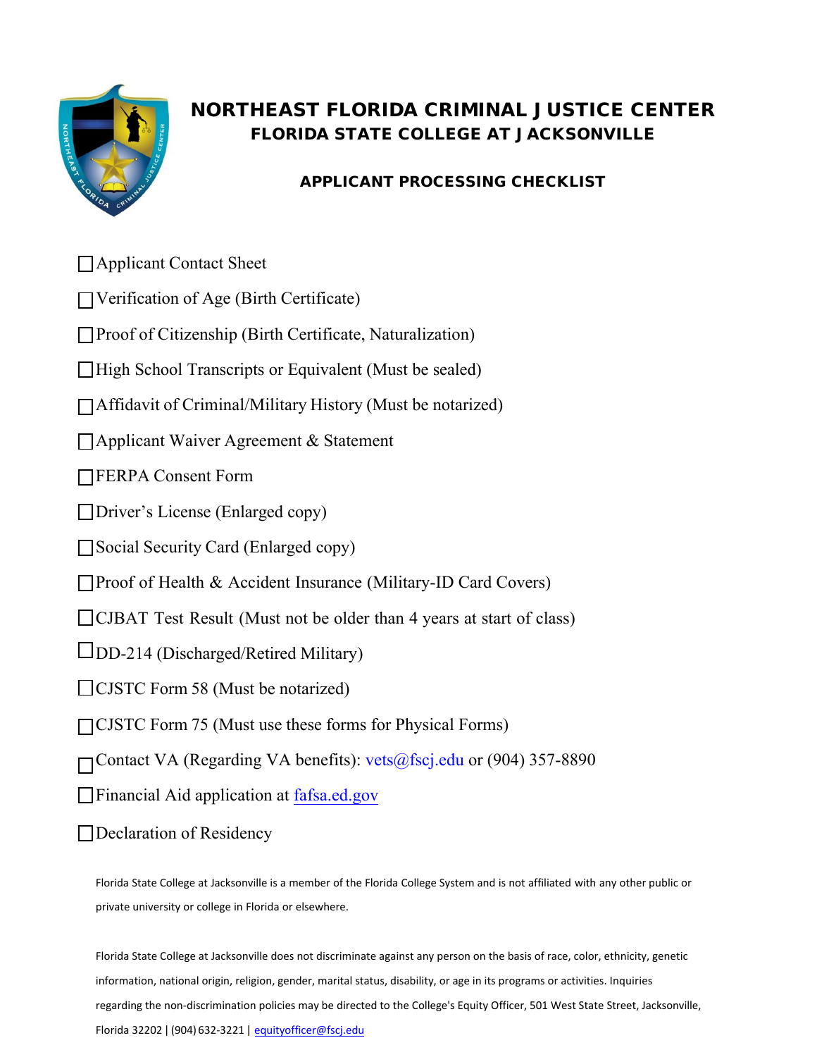# NORTHEAST FLORIDA CRIMINAL JUSTICE CENTER

## FLORIDA STATE COLLEGE AT JACKSONVILLE

### APPLICANT PROCESSING CHECKLIST

- [ ] Applicant Contact Sheet
- [ ] Verification of Age (Birth Certificate)
- [ ] Proof of Citizenship (Birth Certificate, Naturalization)
- [ ] High School Transcripts or Equivalent (Must be sealed)
- [ ] Affidavit of Criminal/Military History (Must be notarized)
- [ ] Applicant Waiver Agreement & Statement
- [ ] FERPA Consent Form
- [ ] Driver's License (Enlarged copy)
- [ ] Social Security Card (Enlarged copy)
- [ ] Proof of Health & Accident Insurance (Military-ID Card Covers)
- [ ] CJBAT Test Result (Must not be older than 4 years at start of class)
- [ ] DD-214 (Discharged/Retired Military)
- [ ] CJSTC Form 58 (Must be notarized)
- [ ] CJSTC Form 75 (Must use these forms for Physical Forms)
- [ ] Contact VA (Regarding VA benefits): vets@fscj.edu or (904) 357-8890
- [ ] Financial Aid application at fafsa.ed.gov
- [ ] Declaration of Residency

Florida State College at Jacksonville is a member of the Florida College System and is not affiliated with any other public or private university or college in Florida or elsewhere.

Florida State College at Jacksonville does not discriminate against any person on the basis of race, color, ethnicity, genetic information, national origin, religion, gender, marital status, disability, or age in its programs or activities. Inquiries regarding the non-discrimination policies may be directed to the College's Equity Officer, 501 West State Street, Jacksonville, Florida 32202 | (904) 632-3221 | equityofficer@fscj.edu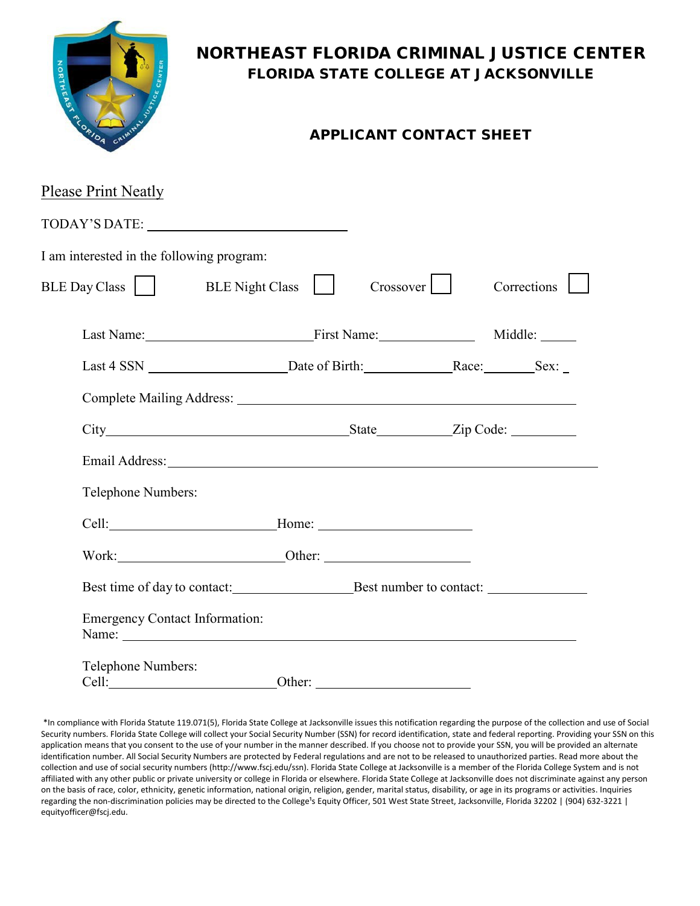# NORTHEAST FLORIDA CRIMINAL JUSTICE CENTER

## FLORIDA STATE COLLEGE AT JACKSONVILLE

### APPLICANT CONTACT SHEET

Please Print Neatly

TODAY'S DATE: ____________________________

I am interested in the following program:

BLE Day Class ☐ BLE Night Class ☐ Crossover ☐ Corrections ☐

Last Name: ______________________ First Name: ______________ Middle: _____

Last 4 SSN ____________________ Date of Birth: _____________ Race: ________ Sex: _

Complete Mailing Address: ______________________________________________

City __________________________________ State __________ Zip Code: _________

Email Address: ______________________________________________________

Telephone Numbers:

Cell: ________________________ Home: _____________________

Work: ________________________ Other: _____________________

Best time of day to contact: _________________ Best number to contact: ______________

Emergency Contact Information:
Name: ________________________________________________________________

Telephone Numbers:
Cell: ________________________ Other: _____________________

*In compliance with Florida Statute 119.071(5), Florida State College at Jacksonville issues this notification regarding the purpose of the collection and use of Social Security numbers. Florida State College will collect your Social Security Number (SSN) for record identification, state and federal reporting. Providing your SSN on this application means that you consent to the use of your number in the manner described. If you choose not to provide your SSN, you will be provided an alternate identification number. All Social Security Numbers are protected by Federal regulations and are not to be released to unauthorized parties. Read more about the collection and use of social security numbers (http://www.fscj.edu/ssn). Florida State College at Jacksonville is a member of the Florida College System and is not affiliated with any other public or private university or college in Florida or elsewhere. Florida State College at Jacksonville does not discriminate against any person on the basis of race, color, ethnicity, genetic information, national origin, religion, gender, marital status, disability, or age in its programs or activities. Inquiries regarding the non-discrimination policies may be directed to the College's Equity Officer, 501 West State Street, Jacksonville, Florida 32202 | (904) 632-3221 | equityofficer@fscj.edu.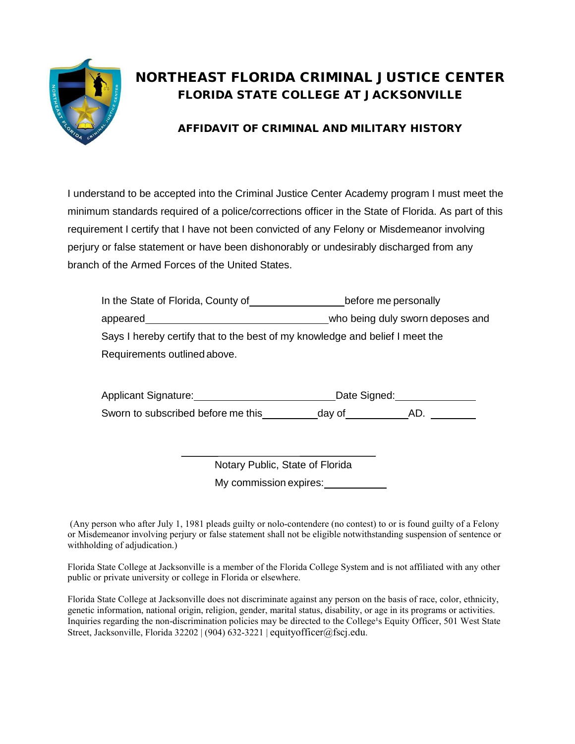# NORTHEAST FLORIDA CRIMINAL JUSTICE CENTER

## FLORIDA STATE COLLEGE AT JACKSONVILLE

### AFFIDAVIT OF CRIMINAL AND MILITARY HISTORY

I understand to be accepted into the Criminal Justice Center Academy program I must meet the minimum standards required of a police/corrections officer in the State of Florida. As part of this requirement I certify that I have not been convicted of any Felony or Misdemeanor involving perjury or false statement or have been dishonorably or undesirably discharged from any branch of the Armed Forces of the United States.

In the State of Florida, County of \_\_\_\_\_\_\_\_\_\_\_\_\_\_\_\_ before me personally appeared \_\_\_\_\_\_\_\_\_\_\_\_\_\_\_\_\_\_\_\_\_\_\_\_\_\_\_\_\_\_ who being duly sworn deposes and Says I hereby certify that to the best of my knowledge and belief I meet the Requirements outlined above.

Applicant Signature: \_\_\_\_\_\_\_\_\_\_\_\_\_\_\_\_\_\_\_\_\_\_\_\_ Date Signed: \_\_\_\_\_\_\_\_\_\_\_\_

Sworn to subscribed before me this \_\_\_\_\_\_\_\_\_ day of \_\_\_\_\_\_\_\_\_\_ AD. \_\_\_\_\_\_\_

\_\_\_\_\_\_\_\_\_\_\_\_\_\_\_\_\_\_\_\_\_\_\_\_\_\_\_\_\_\_\_\_

Notary Public, State of Florida

My commission expires: \_\_\_\_\_\_\_\_\_\_

(Any person who after July 1, 1981 pleads guilty or nolo-contendere (no contest) to or is found guilty of a Felony or Misdemeanor involving perjury or false statement shall not be eligible notwithstanding suspension of sentence or withholding of adjudication.)

Florida State College at Jacksonville is a member of the Florida College System and is not affiliated with any other public or private university or college in Florida or elsewhere.

Florida State College at Jacksonville does not discriminate against any person on the basis of race, color, ethnicity, genetic information, national origin, religion, gender, marital status, disability, or age in its programs or activities. Inquiries regarding the non-discrimination policies may be directed to the College's Equity Officer, 501 West State Street, Jacksonville, Florida 32202 | (904) 632-3221 | equityofficer@fscj.edu.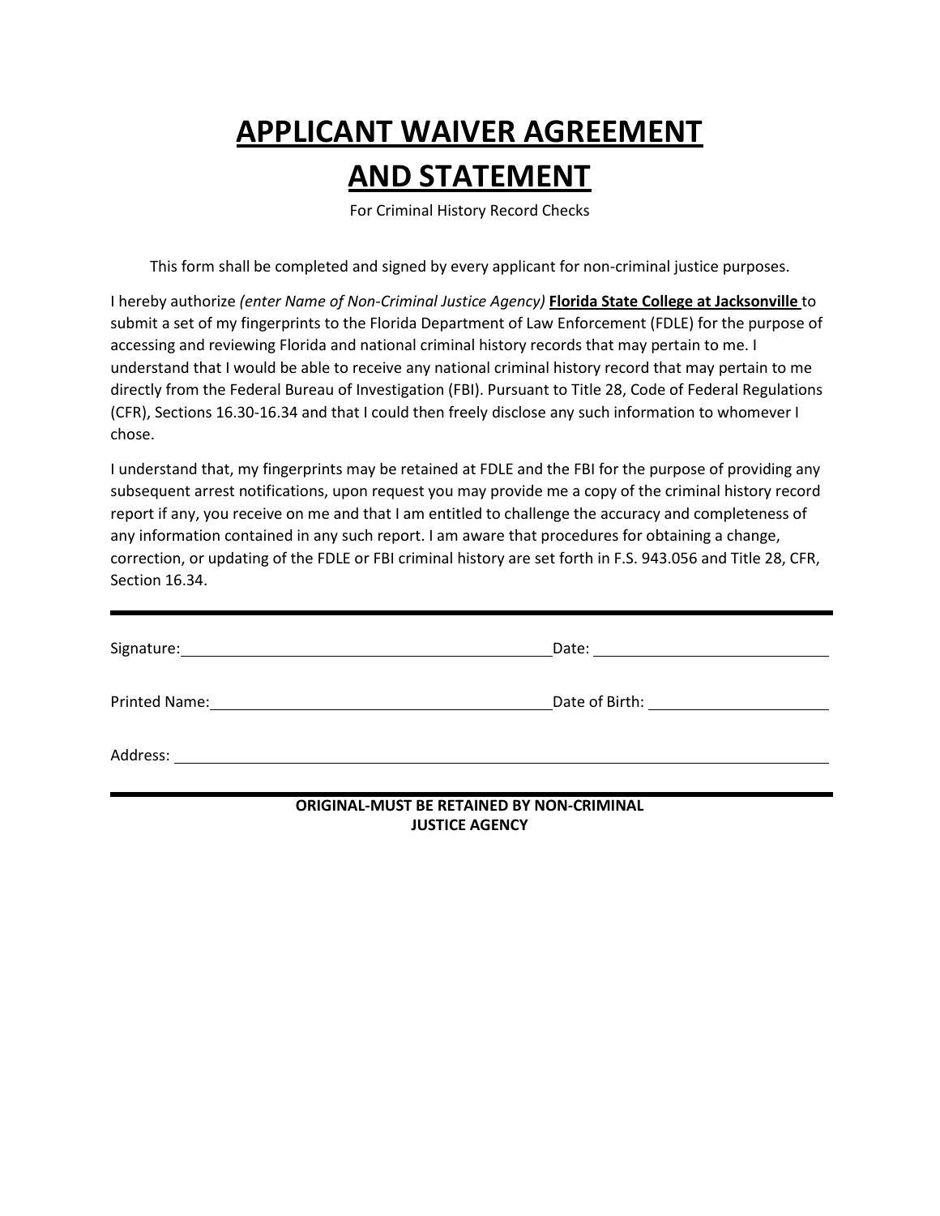# APPLICANT WAIVER AGREEMENT AND STATEMENT

For Criminal History Record Checks

This form shall be completed and signed by every applicant for non-criminal justice purposes.

I hereby authorize *(enter Name of Non-Criminal Justice Agency)* **Florida State College at Jacksonville** to submit a set of my fingerprints to the Florida Department of Law Enforcement (FDLE) for the purpose of accessing and reviewing Florida and national criminal history records that may pertain to me. I understand that I would be able to receive any national criminal history record that may pertain to me directly from the Federal Bureau of Investigation (FBI). Pursuant to Title 28, Code of Federal Regulations (CFR), Sections 16.30-16.34 and that I could then freely disclose any such information to whomever I chose.

I understand that, my fingerprints may be retained at FDLE and the FBI for the purpose of providing any subsequent arrest notifications, upon request you may provide me a copy of the criminal history record report if any, you receive on me and that I am entitled to challenge the accuracy and completeness of any information contained in any such report. I am aware that procedures for obtaining a change, correction, or updating of the FDLE or FBI criminal history are set forth in F.S. 943.056 and Title 28, CFR, Section 16.34.

---

Signature:______________________________ Date:____________________

Printed Name:___________________________ Date of Birth:______________

Address:_______________________________________________________

---

**ORIGINAL-MUST BE RETAINED BY NON-CRIMINAL JUSTICE AGENCY**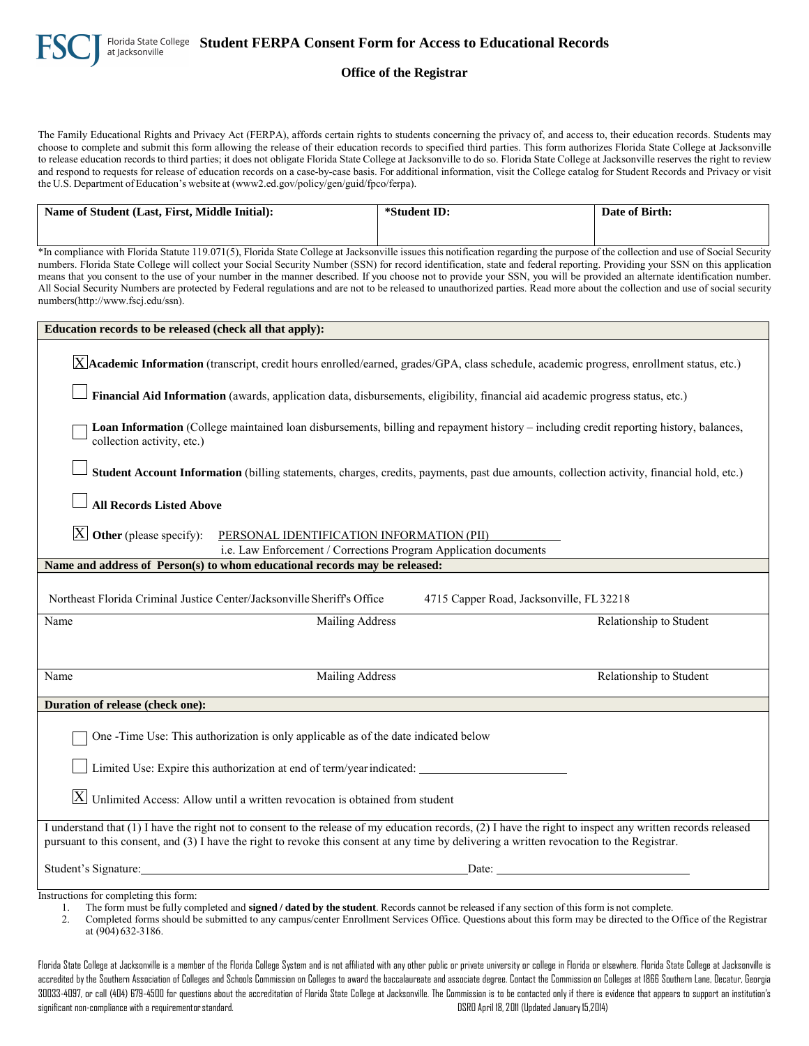FSCJ Florida State College at Jacksonville

# Student FERPA Consent Form for Access to Educational Records

## Office of the Registrar

The Family Educational Rights and Privacy Act (FERPA), affords certain rights to students concerning the privacy of, and access to, their education records. Students may choose to complete and submit this form allowing the release of their education records to specified third parties. This form authorizes Florida State College at Jacksonville to release education records to third parties; it does not obligate Florida State College at Jacksonville to do so. Florida State College at Jacksonville reserves the right to review and respond to requests for release of education records on a case-by-case basis. For additional information, visit the College catalog for Student Records and Privacy or visit the U.S. Department of Education's website at (www2.ed.gov/policy/gen/guid/fpco/ferpa).

| **Name of Student (Last, First, Middle Initial):** | ***Student ID:** | **Date of Birth:** |
|---|---|---|
| | | |

*In compliance with Florida Statute 119.071(5), Florida State College at Jacksonville issues this notification regarding the purpose of the collection and use of Social Security numbers. Florida State College will collect your Social Security Number (SSN) for record identification, state and federal reporting. Providing your SSN on this application means that you consent to the use of your number in the manner described. If you choose not to provide your SSN, you will be provided an alternate identification number. All Social Security Numbers are protected by Federal regulations and are not to be released to unauthorized parties. Read more about the collection and use of social security numbers(http://www.fscj.edu/ssn).

**Education records to be released (check all that apply):**

- [X] **Academic Information** (transcript, credit hours enrolled/earned, grades/GPA, class schedule, academic progress, enrollment status, etc.)
- [ ] **Financial Aid Information** (awards, application data, disbursements, eligibility, financial aid academic progress status, etc.)
- [ ] **Loan Information** (College maintained loan disbursements, billing and repayment history – including credit reporting history, balances, collection activity, etc.)
- [ ] **Student Account Information** (billing statements, charges, credits, payments, past due amounts, collection activity, financial hold, etc.)
- [ ] **All Records Listed Above**
- [X] **Other** (please specify): PERSONAL IDENTIFICATION INFORMATION (PII)
  i.e. Law Enforcement / Corrections Program Application documents

**Name and address of Person(s) to whom educational records may be released:**

| Name | Mailing Address | Relationship to Student |
|---|---|---|
| Northeast Florida Criminal Justice Center/Jacksonville Sheriff's Office | 4715 Capper Road, Jacksonville, FL 32218 | |
| Name | Mailing Address | Relationship to Student |

**Duration of release (check one):**

- [ ] One -Time Use: This authorization is only applicable as of the date indicated below
- [ ] Limited Use: Expire this authorization at end of term/year indicated: ______________________
- [X] Unlimited Access: Allow until a written revocation is obtained from student

I understand that (1) I have the right not to consent to the release of my education records, (2) I have the right to inspect any written records released pursuant to this consent, and (3) I have the right to revoke this consent at any time by delivering a written revocation to the Registrar.

Student's Signature: ______________________________________ Date: ______________________

Instructions for completing this form:

1. The form must be fully completed and **signed / dated by the student**. Records cannot be released if any section of this form is not complete.
2. Completed forms should be submitted to any campus/center Enrollment Services Office. Questions about this form may be directed to the Office of the Registrar at (904) 632-3186.

Florida State College at Jacksonville is a member of the Florida College System and is not affiliated with any other public or private university or college in Florida or elsewhere. Florida State College at Jacksonville is accredited by the Southern Association of Colleges and Schools Commission on Colleges to award the baccalaureate and associate degree. Contact the Commission on Colleges at 1866 Southern Lane, Decatur, Georgia 30033-4097, or call (404) 679-4500 for questions about the accreditation of Florida State College at Jacksonville. The Commission is to be contacted only if there is evidence that appears to support an institution's significant non-compliance with a requirement or standard. DSRO April 18, 2011 (Updated January 15,2014)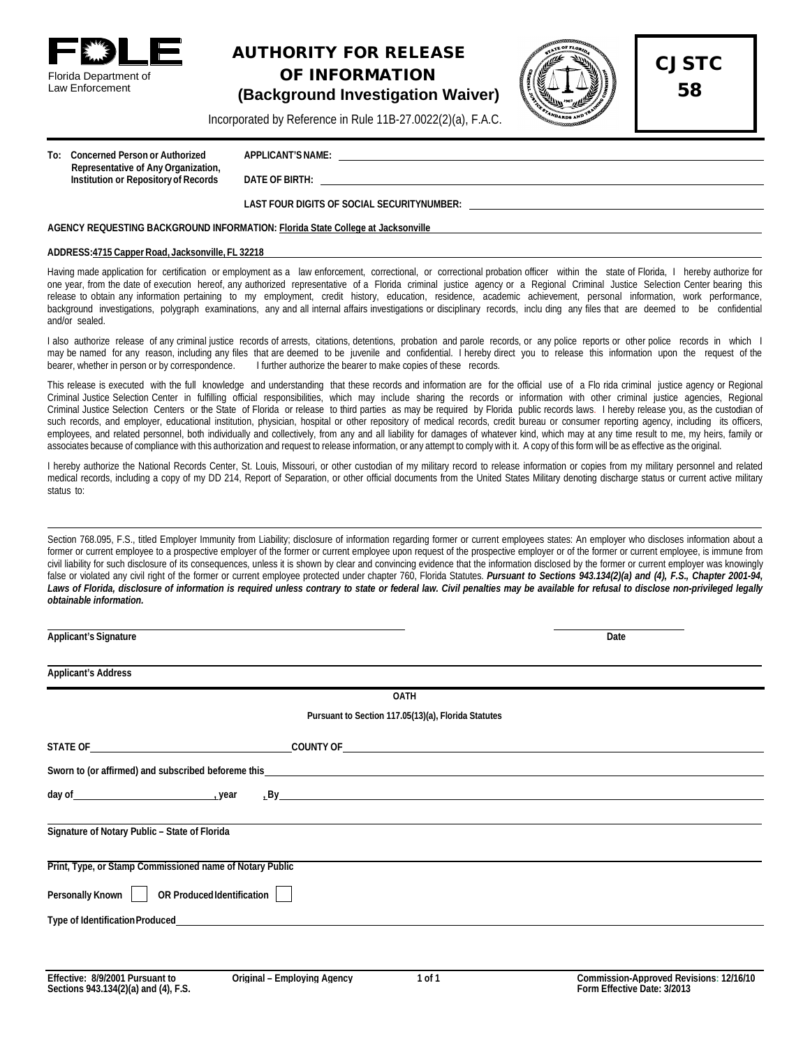FDLE
Florida Department of Law Enforcement

# AUTHORITY FOR RELEASE OF INFORMATION
## (Background Investigation Waiver)

Incorporated by Reference in Rule 11B-27.0022(2)(a), F.A.C.

**CJSTC 58**

**To: Concerned Person or Authorized Representative of Any Organization, Institution or Repository of Records**

**APPLICANT'S NAME:** ______________________________

**DATE OF BIRTH:** ______________________________

**LAST FOUR DIGITS OF SOCIAL SECURITYNUMBER:** ______________________________

**AGENCY REQUESTING BACKGROUND INFORMATION: Florida State College at Jacksonville**

**ADDRESS:4715 Capper Road, Jacksonville, FL 32218**

Having made application for certification or employment as a law enforcement, correctional, or correctional probation officer within the state of Florida, I hereby authorize for one year, from the date of execution hereof, any authorized representative of a Florida criminal justice agency or a Regional Criminal Justice Selection Center bearing this release to obtain any information pertaining to my employment, credit history, education, residence, academic achievement, personal information, work performance, background investigations, polygraph examinations, any and all internal affairs investigations or disciplinary records, inclu ding any files that are deemed to be confidential and/or sealed.

I also authorize release of any criminal justice records of arrests, citations, detentions, probation and parole records, or any police reports or other police records in which I may be named for any reason, including any files that are deemed to be juvenile and confidential. I hereby direct you to release this information upon the request of the bearer, whether in person or by correspondence. I further authorize the bearer to make copies of these records.

This release is executed with the full knowledge and understanding that these records and information are for the official use of a Flo rida criminal justice agency or Regional Criminal Justice Selection Center in fulfilling official responsibilities, which may include sharing the records or information with other criminal justice agencies, Regional Criminal Justice Selection Centers or the State of Florida or release to third parties as may be required by Florida public records laws. I hereby release you, as the custodian of such records, and employer, educational institution, physician, hospital or other repository of medical records, credit bureau or consumer reporting agency, including its officers, employees, and related personnel, both individually and collectively, from any and all liability for damages of whatever kind, which may at any time result to me, my heirs, family or associates because of compliance with this authorization and request to release information, or any attempt to comply with it. A copy of this form will be as effective as the original.

I hereby authorize the National Records Center, St. Louis, Missouri, or other custodian of my military record to release information or copies from my military personnel and related medical records, including a copy of my DD 214, Report of Separation, or other official documents from the United States Military denoting discharge status or current active military status to:

______________________________

Section 768.095, F.S., titled Employer Immunity from Liability; disclosure of information regarding former or current employees states: An employer who discloses information about a former or current employee to a prospective employer of the former or current employee upon request of the prospective employer or of the former or current employee, is immune from civil liability for such disclosure of its consequences, unless it is shown by clear and convincing evidence that the information disclosed by the former or current employer was knowingly false or violated any civil right of the former or current employee protected under chapter 760, Florida Statutes. ***Pursuant to Sections 943.134(2)(a) and (4), F.S., Chapter 2001-94, Laws of Florida, disclosure of information is required unless contrary to state or federal law. Civil penalties may be available for refusal to disclose non-privileged legally obtainable information.***

______________________________ ______________
**Applicant's Signature** **Date**

______________________________
**Applicant's Address**

**OATH**

**Pursuant to Section 117.05(13)(a), Florida Statutes**

**STATE OF** ______________ **COUNTY OF** ______________

**Sworn to (or affirmed) and subscribed beforeme this** ______________

**day of** ______________ **, year** ______ **, By** ______________

______________________________
**Signature of Notary Public – State of Florida**

______________________________
**Print, Type, or Stamp Commissioned name of Notary Public**

**Personally Known** ☐ **OR Produced Identification** ☐

**Type of Identification Produced** ______________________________

**Effective: 8/9/2001 Pursuant to Sections 943.134(2)(a) and (4), F.S.** **Original – Employing Agency** **Commission-Approved Revisions: 12/16/10** **Form Effective Date: 3/2013**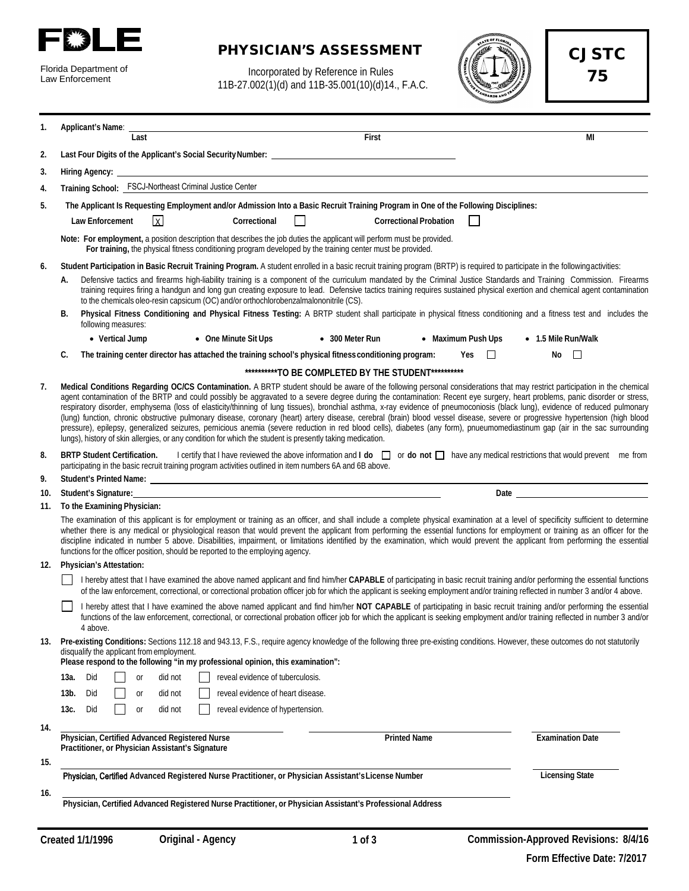FDLE

Florida Department of Law Enforcement

# PHYSICIAN'S ASSESSMENT

Incorporated by Reference in Rules 11B-27.002(1)(d) and 11B-35.001(10)(d)14., F.A.C.

**CJSTC 75**

1. **Applicant's Name**: ______________________ 
   Last | First | MI

2. **Last Four Digits of the Applicant's Social Security Number:** ____________________

3. **Hiring Agency:** ____________________

4. **Training School:** FSCJ-Northeast Criminal Justice Center

5. **The Applicant Is Requesting Employment and/or Admission Into a Basic Recruit Training Program in One of the Following Disciplines:**

   **Law Enforcement** [X] **Correctional** [ ] **Correctional Probation** [ ]

   **Note: For employment,** a position description that describes the job duties the applicant will perform must be provided.
   **For training,** the physical fitness conditioning program developed by the training center must be provided.

6. **Student Participation in Basic Recruit Training Program.** A student enrolled in a basic recruit training program (BRTP) is required to participate in the following activities:

   A. Defensive tactics and firearms high-liability training is a component of the curriculum mandated by the Criminal Justice Standards and Training Commission. Firearms training requires firing a handgun and long gun creating exposure to lead. Defensive tactics training requires sustained physical exertion and chemical agent contamination to the chemicals oleo-resin capsicum (OC) and/or orthochlorobenzalmalononitrile (CS).

   B. **Physical Fitness Conditioning and Physical Fitness Testing:** A BRTP student shall participate in physical fitness conditioning and a fitness test and includes the following measures:

   - Vertical Jump
   - One Minute Sit Ups
   - 300 Meter Run
   - Maximum Push Ups
   - 1.5 Mile Run/Walk

   C. **The training center director has attached the training school's physical fitness conditioning program:** Yes [ ] No [ ]

**\*\*\*\*\*\*\*\*\*\*TO BE COMPLETED BY THE STUDENT\*\*\*\*\*\*\*\*\*\***

7. **Medical Conditions Regarding OC/CS Contamination.** A BRTP student should be aware of the following personal considerations that may restrict participation in the chemical agent contamination of the BRTP and could possibly be aggravated to a severe degree during the contamination: Recent eye surgery, heart problems, panic disorder or stress, respiratory disorder, emphysema (loss of elasticity/thinning of lung tissues), bronchial asthma, x-ray evidence of pneumoconiosis (black lung), evidence of reduced pulmonary (lung) function, chronic obstructive pulmonary disease, coronary (heart) artery disease, cerebral (brain) blood vessel disease, severe or progressive hypertension (high blood pressure), epilepsy, generalized seizures, pernicious anemia (severe reduction in red blood cells), diabetes (any form), pnueumomediastinum gap (air in the sac surrounding lungs), history of skin allergies, or any condition for which the student is presently taking medication.

8. **BRTP Student Certification.** I certify that I have reviewed the above information and **I do** [ ] or **do not** [ ] have any medical restrictions that would prevent me from participating in the basic recruit training program activities outlined in item numbers 6A and 6B above.

9. **Student's Printed Name:** ____________________

10. **Student's Signature:** ____________________ **Date** ____________

11. **To the Examining Physician:**

    The examination of this applicant is for employment or training as an officer, and shall include a complete physical examination at a level of specificity sufficient to determine whether there is any medical or physiological reason that would prevent the applicant from performing the essential functions for employment or training as an officer for the discipline indicated in number 5 above. Disabilities, impairment, or limitations identified by the examination, which would prevent the applicant from performing the essential functions for the officer position, should be reported to the employing agency.

12. **Physician's Attestation:**

    [ ] I hereby attest that I have examined the above named applicant and find him/her **CAPABLE** of participating in basic recruit training and/or performing the essential functions of the law enforcement, correctional, or correctional probation officer job for which the applicant is seeking employment and/or training reflected in number 3 and/or 4 above.

    [ ] I hereby attest that I have examined the above named applicant and find him/her **NOT CAPABLE** of participating in basic recruit training and/or performing the essential functions of the law enforcement, correctional, or correctional probation officer job for which the applicant is seeking employment and/or training reflected in number 3 and/or 4 above.

13. **Pre-existing Conditions:** Sections 112.18 and 943.13, F.S., require agency knowledge of the following three pre-existing conditions. However, these outcomes do not statutorily disqualify the applicant from employment.
    **Please respond to the following "in my professional opinion, this examination":**

    **13a.** Did [ ] or did not [ ] reveal evidence of tuberculosis.

    **13b.** Did [ ] or did not [ ] reveal evidence of heart disease.

    **13c.** Did [ ] or did not [ ] reveal evidence of hypertension.

14. ____________________ ____________________ ____________
    **Physician, Certified Advanced Registered Nurse Practitioner, or Physician Assistant's Signature** | **Printed Name** | **Examination Date**

15. ____________________ ____________
    **Physician, Certified Advanced Registered Nurse Practitioner, or Physician Assistant's License Number** | **Licensing State**

16. ____________________
    **Physician, Certified Advanced Registered Nurse Practitioner, or Physician Assistant's Professional Address**

**Created 1/1/1996** **Original - Agency** **Commission-Approved Revisions: 8/4/16**

**Form Effective Date: 7/2017**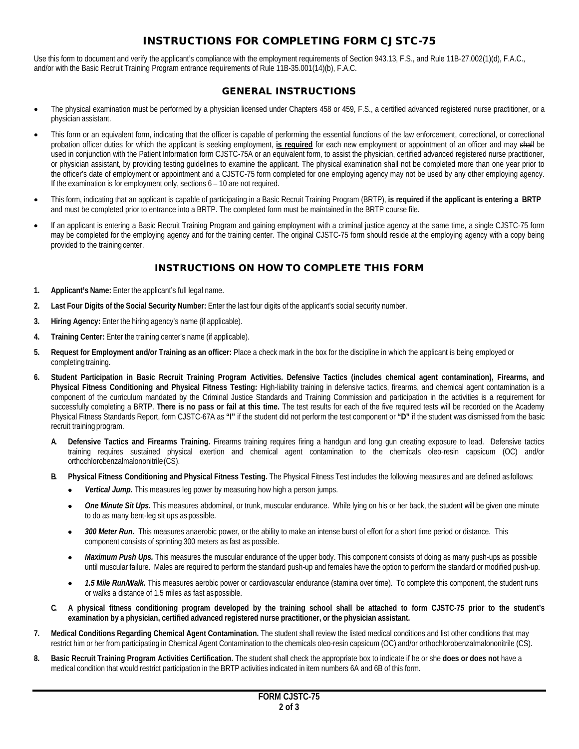# INSTRUCTIONS FOR COMPLETING FORM CJSTC-75

Use this form to document and verify the applicant's compliance with the employment requirements of Section 943.13, F.S., and Rule 11B-27.002(1)(d), F.A.C., and/or with the Basic Recruit Training Program entrance requirements of Rule 11B-35.001(14)(b), F.A.C.

## GENERAL INSTRUCTIONS

- The physical examination must be performed by a physician licensed under Chapters 458 or 459, F.S., a certified advanced registered nurse practitioner, or a physician assistant.
- This form or an equivalent form, indicating that the officer is capable of performing the essential functions of the law enforcement, correctional, or correctional probation officer duties for which the applicant is seeking employment, **is required** for each new employment or appointment of an officer and may ~~shall~~ be used in conjunction with the Patient Information form CJSTC-75A or an equivalent form, to assist the physician, certified advanced registered nurse practitioner, or physician assistant, by providing testing guidelines to examine the applicant. The physical examination shall not be completed more than one year prior to the officer's date of employment or appointment and a CJSTC-75 form completed for one employing agency may not be used by any other employing agency. If the examination is for employment only, sections 6 – 10 are not required.
- This form, indicating that an applicant is capable of participating in a Basic Recruit Training Program (BRTP), **is required if the applicant is entering a BRTP** and must be completed prior to entrance into a BRTP. The completed form must be maintained in the BRTP course file.
- If an applicant is entering a Basic Recruit Training Program and gaining employment with a criminal justice agency at the same time, a single CJSTC-75 form may be completed for the employing agency and for the training center. The original CJSTC-75 form should reside at the employing agency with a copy being provided to the training center.

## INSTRUCTIONS ON HOW TO COMPLETE THIS FORM

1. **Applicant's Name:** Enter the applicant's full legal name.
2. **Last Four Digits of the Social Security Number:** Enter the last four digits of the applicant's social security number.
3. **Hiring Agency:** Enter the hiring agency's name (if applicable).
4. **Training Center:** Enter the training center's name (if applicable).
5. **Request for Employment and/or Training as an officer:** Place a check mark in the box for the discipline in which the applicant is being employed or completing training.
6. **Student Participation in Basic Recruit Training Program Activities. Defensive Tactics (includes chemical agent contamination), Firearms, and Physical Fitness Conditioning and Physical Fitness Testing:** High-liability training in defensive tactics, firearms, and chemical agent contamination is a component of the curriculum mandated by the Criminal Justice Standards and Training Commission and participation in the activities is a requirement for successfully completing a BRTP. **There is no pass or fail at this time.** The test results for each of the five required tests will be recorded on the Academy Physical Fitness Standards Report, form CJSTC-67A as **"I"** if the student did not perform the test component or **"D"** if the student was dismissed from the basic recruit training program.

   **A. Defensive Tactics and Firearms Training.** Firearms training requires firing a handgun and long gun creating exposure to lead. Defensive tactics training requires sustained physical exertion and chemical agent contamination to the chemicals oleo-resin capsicum (OC) and/or orthochlorobenzalmalononitrile (CS).

   **B. Physical Fitness Conditioning and Physical Fitness Testing.** The Physical Fitness Test includes the following measures and are defined as follows:

   - ***Vertical Jump.*** This measures leg power by measuring how high a person jumps.
   - ***One Minute Sit Ups.*** This measures abdominal, or trunk, muscular endurance. While lying on his or her back, the student will be given one minute to do as many bent-leg sit ups as possible.
   - ***300 Meter Run.*** This measures anaerobic power, or the ability to make an intense burst of effort for a short time period or distance. This component consists of sprinting 300 meters as fast as possible.
   - ***Maximum Push Ups.*** This measures the muscular endurance of the upper body. This component consists of doing as many push-ups as possible until muscular failure. Males are required to perform the standard push-up and females have the option to perform the standard or modified push-up.
   - ***1.5 Mile Run/Walk.*** This measures aerobic power or cardiovascular endurance (stamina over time). To complete this component, the student runs or walks a distance of 1.5 miles as fast as possible.

   **C. A physical fitness conditioning program developed by the training school shall be attached to form CJSTC-75 prior to the student's examination by a physician, certified advanced registered nurse practitioner, or the physician assistant.**

7. **Medical Conditions Regarding Chemical Agent Contamination.** The student shall review the listed medical conditions and list other conditions that may restrict him or her from participating in Chemical Agent Contamination to the chemicals oleo-resin capsicum (OC) and/or orthochlorobenzalmalononitrile (CS).
8. **Basic Recruit Training Program Activities Certification.** The student shall check the appropriate box to indicate if he or she **does or does not** have a medical condition that would restrict participation in the BRTP activities indicated in item numbers 6A and 6B of this form.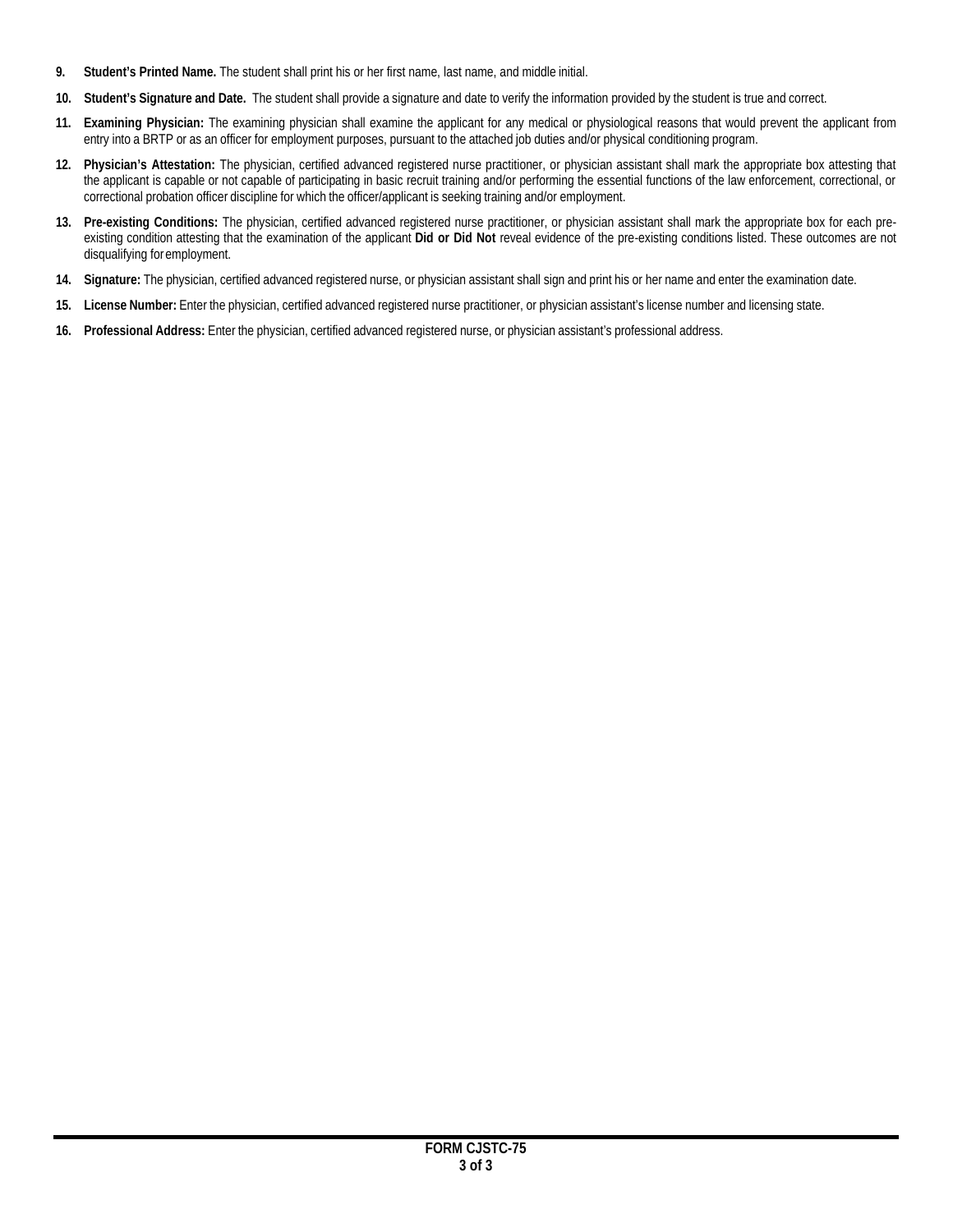9. **Student's Printed Name.** The student shall print his or her first name, last name, and middle initial.

10. **Student's Signature and Date.** The student shall provide a signature and date to verify the information provided by the student is true and correct.

11. **Examining Physician:** The examining physician shall examine the applicant for any medical or physiological reasons that would prevent the applicant from entry into a BRTP or as an officer for employment purposes, pursuant to the attached job duties and/or physical conditioning program.

12. **Physician's Attestation:** The physician, certified advanced registered nurse practitioner, or physician assistant shall mark the appropriate box attesting that the applicant is capable or not capable of participating in basic recruit training and/or performing the essential functions of the law enforcement, correctional, or correctional probation officer discipline for which the officer/applicant is seeking training and/or employment.

13. **Pre-existing Conditions:** The physician, certified advanced registered nurse practitioner, or physician assistant shall mark the appropriate box for each pre-existing condition attesting that the examination of the applicant **Did or Did Not** reveal evidence of the pre-existing conditions listed. These outcomes are not disqualifying for employment.

14. **Signature:** The physician, certified advanced registered nurse, or physician assistant shall sign and print his or her name and enter the examination date.

15. **License Number:** Enter the physician, certified advanced registered nurse practitioner, or physician assistant's license number and licensing state.

16. **Professional Address:** Enter the physician, certified advanced registered nurse, or physician assistant's professional address.

**FORM CJSTC-75**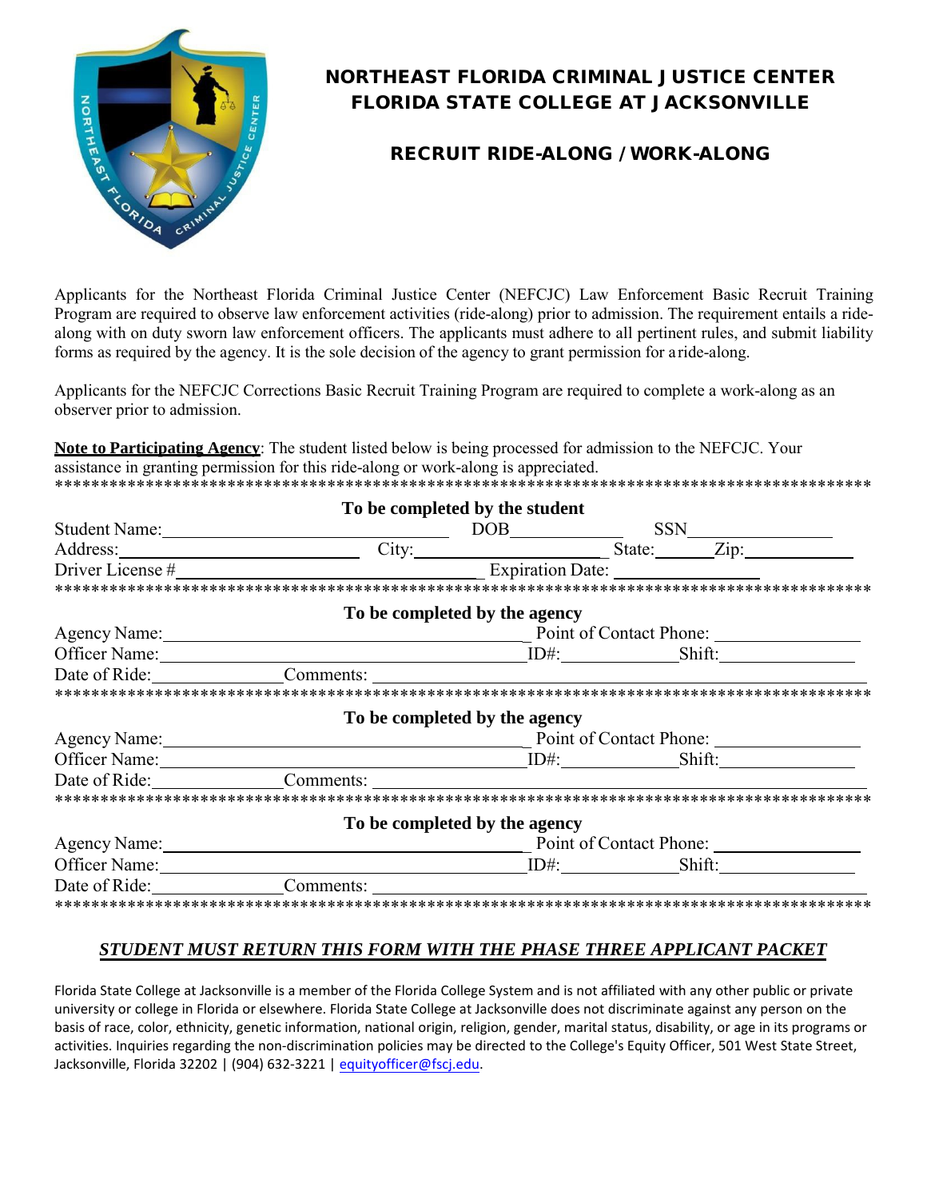# NORTHEAST FLORIDA CRIMINAL JUSTICE CENTER
# FLORIDA STATE COLLEGE AT JACKSONVILLE

## RECRUIT RIDE-ALONG / WORK-ALONG

Applicants for the Northeast Florida Criminal Justice Center (NEFCJC) Law Enforcement Basic Recruit Training Program are required to observe law enforcement activities (ride-along) prior to admission. The requirement entails a ride-along with on duty sworn law enforcement officers. The applicants must adhere to all pertinent rules, and submit liability forms as required by the agency. It is the sole decision of the agency to grant permission for a ride-along.

Applicants for the NEFCJC Corrections Basic Recruit Training Program are required to complete a work-along as an observer prior to admission.

**Note to Participating Agency**: The student listed below is being processed for admission to the NEFCJC. Your assistance in granting permission for this ride-along or work-along is appreciated.

*****************************************************************************************

**To be completed by the student**

Student Name:______________________________ DOB____________ SSN_______________

Address:________________________ City:____________________ State:______ Zip:___________

Driver License #_______________________________ Expiration Date: _______________

*****************************************************************************************

**To be completed by the agency**

Agency Name:____________________________________ Point of Contact Phone: _______________

Officer Name:____________________________________ ID#:____________ Shift:_____________

Date of Ride:_____________ Comments: ______________________________________________

*****************************************************************************************

**To be completed by the agency**

Agency Name:____________________________________ Point of Contact Phone: _______________

Officer Name:____________________________________ ID#:____________ Shift:_____________

Date of Ride:_____________ Comments: ______________________________________________

*****************************************************************************************

**To be completed by the agency**

Agency Name:____________________________________ Point of Contact Phone: _______________

Officer Name:____________________________________ ID#:____________ Shift:_____________

Date of Ride:_____________ Comments: ______________________________________________

*****************************************************************************************

***STUDENT MUST RETURN THIS FORM WITH THE PHASE THREE APPLICANT PACKET***

Florida State College at Jacksonville is a member of the Florida College System and is not affiliated with any other public or private university or college in Florida or elsewhere. Florida State College at Jacksonville does not discriminate against any person on the basis of race, color, ethnicity, genetic information, national origin, religion, gender, marital status, disability, or age in its programs or activities. Inquiries regarding the non-discrimination policies may be directed to the College's Equity Officer, 501 West State Street, Jacksonville, Florida 32202 | (904) 632-3221 | equityofficer@fscj.edu.